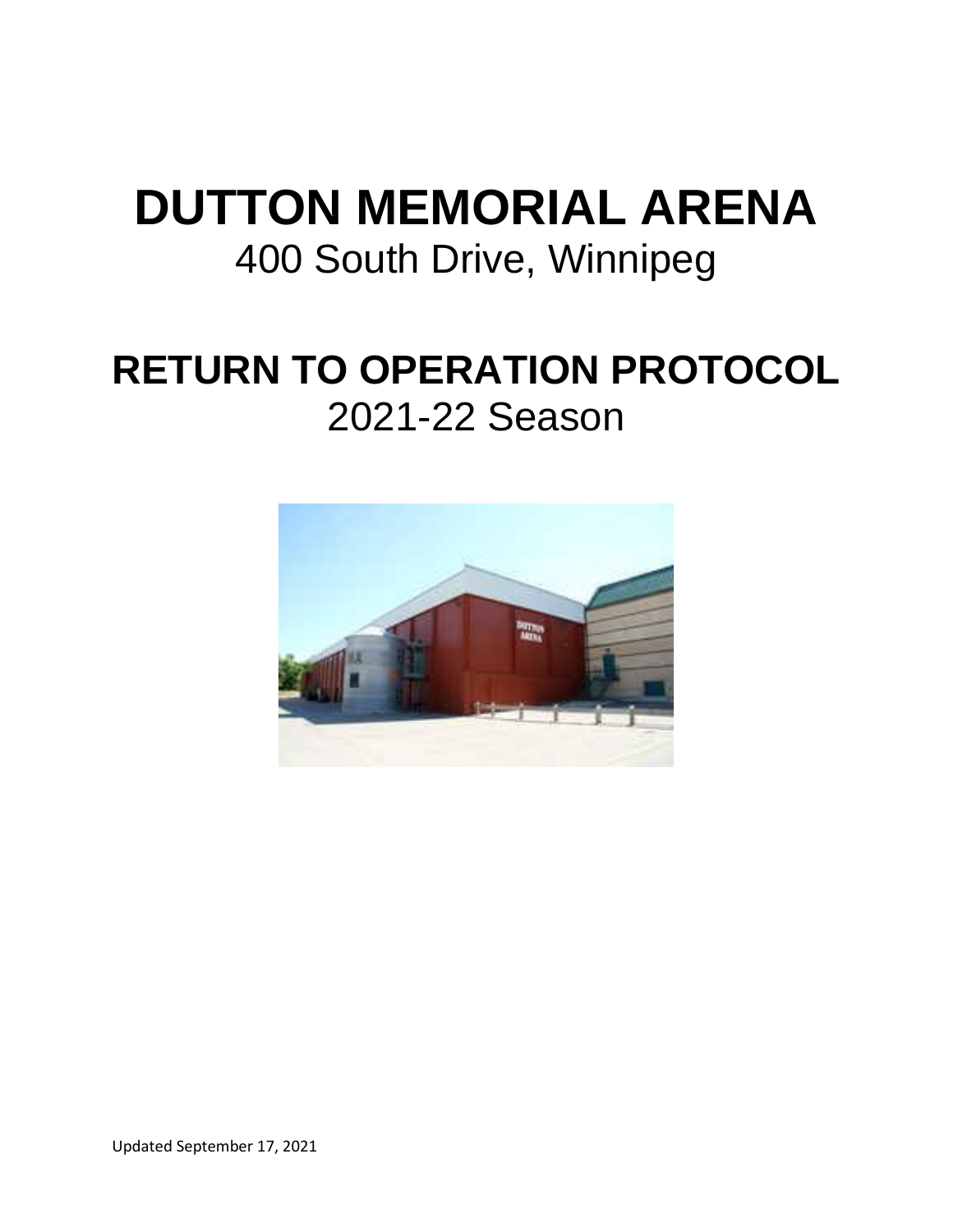# DUTTON MEMORIAL ARENA

400 South Drive, Winnipeg

# RETURN TO OPERATION PROTOCOL

2021-22 Season

Updated September 17, 2021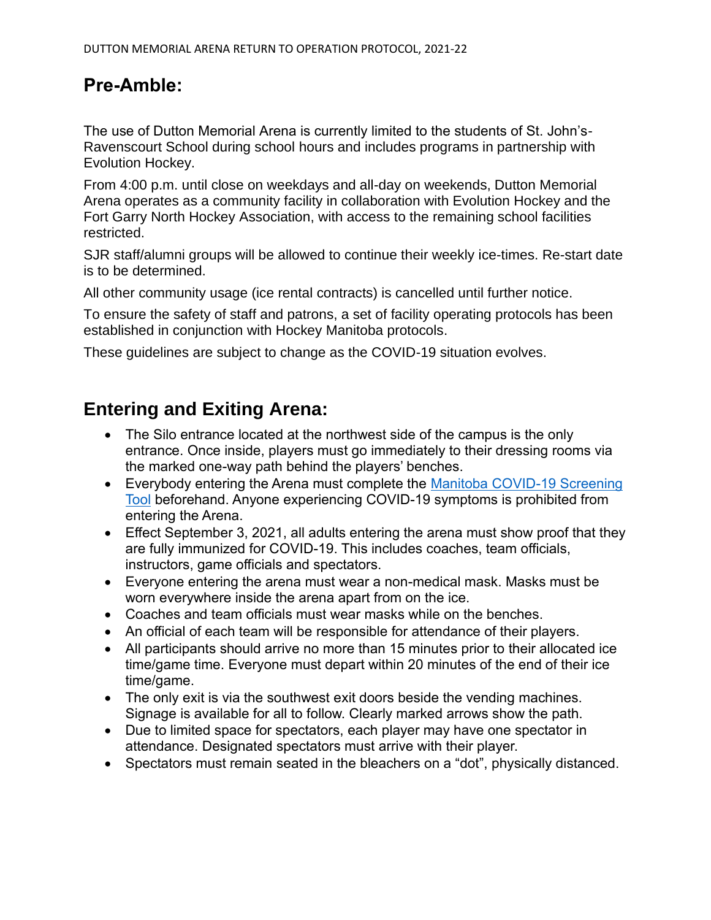## Pre-Amble:

The use of Dutton Memorial Arena is currently limited to the students of St. John's-Ravenscourt School during school hours and includes programs in partnership with Evolution Hockey.

From 4:00 p.m. until close on weekdays and all-day on weekends, Dutton Memorial Arena operates as a community facility in collaboration with Evolution Hockey and the Fort Garry North Hockey Association, with access to the remaining school facilities restricted.

SJR staff/alumni groups will be allowed to continue their weekly ice-times. Re-start date is to be determined.

All other community usage (ice rental contracts) is cancelled until further notice.

To ensure the safety of staff and patrons, a set of facility operating protocols has been established in conjunction with Hockey Manitoba protocols.

These guidelines are subject to change as the COVID-19 situation evolves.

## Entering and Exiting Arena:

- The Silo entrance located at the northwest side of the campus is the only entrance. Once inside, players must go immediately to their dressing rooms via the marked one-way path behind the players' benches.
- Everybody entering the Arena must complete the Manitoba COVID-19 Screening Tool beforehand. Anyone experiencing COVID-19 symptoms is prohibited from entering the Arena.
- Effect September 3, 2021, all adults entering the arena must show proof that they are fully immunized for COVID-19. This includes coaches, team officials, instructors, game officials and spectators.
- Everyone entering the arena must wear a non-medical mask. Masks must be worn everywhere inside the arena apart from on the ice.
- Coaches and team officials must wear masks while on the benches.
- An official of each team will be responsible for attendance of their players.
- All participants should arrive no more than 15 minutes prior to their allocated ice time/game time. Everyone must depart within 20 minutes of the end of their ice time/game.
- The only exit is via the southwest exit doors beside the vending machines. Signage is available for all to follow. Clearly marked arrows show the path.
- Due to limited space for spectators, each player may have one spectator in attendance. Designated spectators must arrive with their player.
- Spectators must remain seated in the bleachers on a "dot", physically distanced.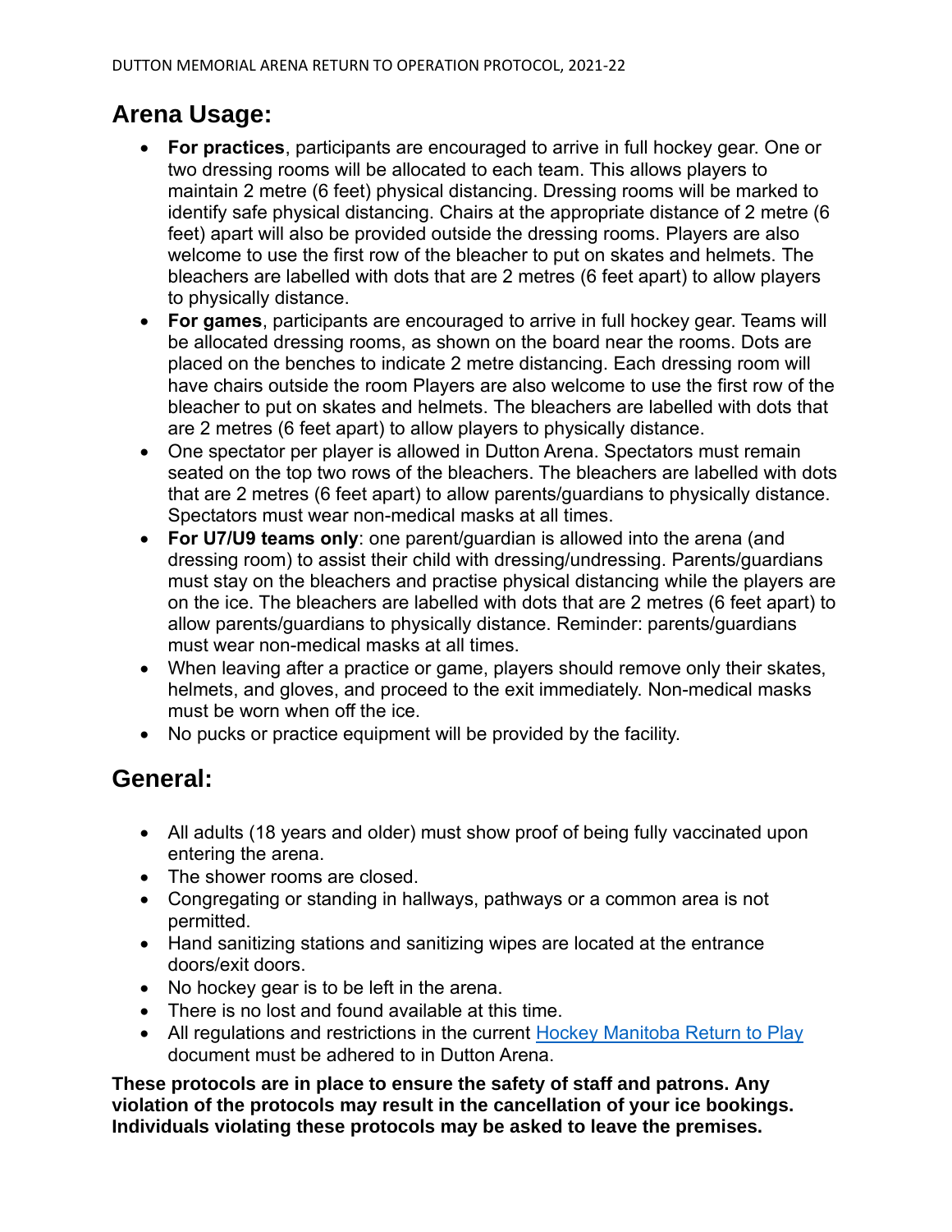## Arena Usage:

- **For practices**, participants are encouraged to arrive in full hockey gear. One or two dressing rooms will be allocated to each team. This allows players to maintain 2 metre (6 feet) physical distancing. Dressing rooms will be marked to identify safe physical distancing. Chairs at the appropriate distance of 2 metre (6 feet) apart will also be provided outside the dressing rooms. Players are also welcome to use the first row of the bleacher to put on skates and helmets. The bleachers are labelled with dots that are 2 metres (6 feet apart) to allow players to physically distance.
- **For games**, participants are encouraged to arrive in full hockey gear. Teams will be allocated dressing rooms, as shown on the board near the rooms. Dots are placed on the benches to indicate 2 metre distancing. Each dressing room will have chairs outside the room Players are also welcome to use the first row of the bleacher to put on skates and helmets. The bleachers are labelled with dots that are 2 metres (6 feet apart) to allow players to physically distance.
- One spectator per player is allowed in Dutton Arena. Spectators must remain seated on the top two rows of the bleachers. The bleachers are labelled with dots that are 2 metres (6 feet apart) to allow parents/guardians to physically distance. Spectators must wear non-medical masks at all times.
- **For U7/U9 teams only**: one parent/guardian is allowed into the arena (and dressing room) to assist their child with dressing/undressing. Parents/guardians must stay on the bleachers and practise physical distancing while the players are on the ice. The bleachers are labelled with dots that are 2 metres (6 feet apart) to allow parents/guardians to physically distance. Reminder: parents/guardians must wear non-medical masks at all times.
- When leaving after a practice or game, players should remove only their skates, helmets, and gloves, and proceed to the exit immediately. Non-medical masks must be worn when off the ice.
- No pucks or practice equipment will be provided by the facility.

## General:

- All adults (18 years and older) must show proof of being fully vaccinated upon entering the arena.
- The shower rooms are closed.
- Congregating or standing in hallways, pathways or a common area is not permitted.
- Hand sanitizing stations and sanitizing wipes are located at the entrance doors/exit doors.
- No hockey gear is to be left in the arena.
- There is no lost and found available at this time.
- All regulations and restrictions in the current Hockey Manitoba Return to Play document must be adhered to in Dutton Arena.

**These protocols are in place to ensure the safety of staff and patrons. Any violation of the protocols may result in the cancellation of your ice bookings. Individuals violating these protocols may be asked to leave the premises.**